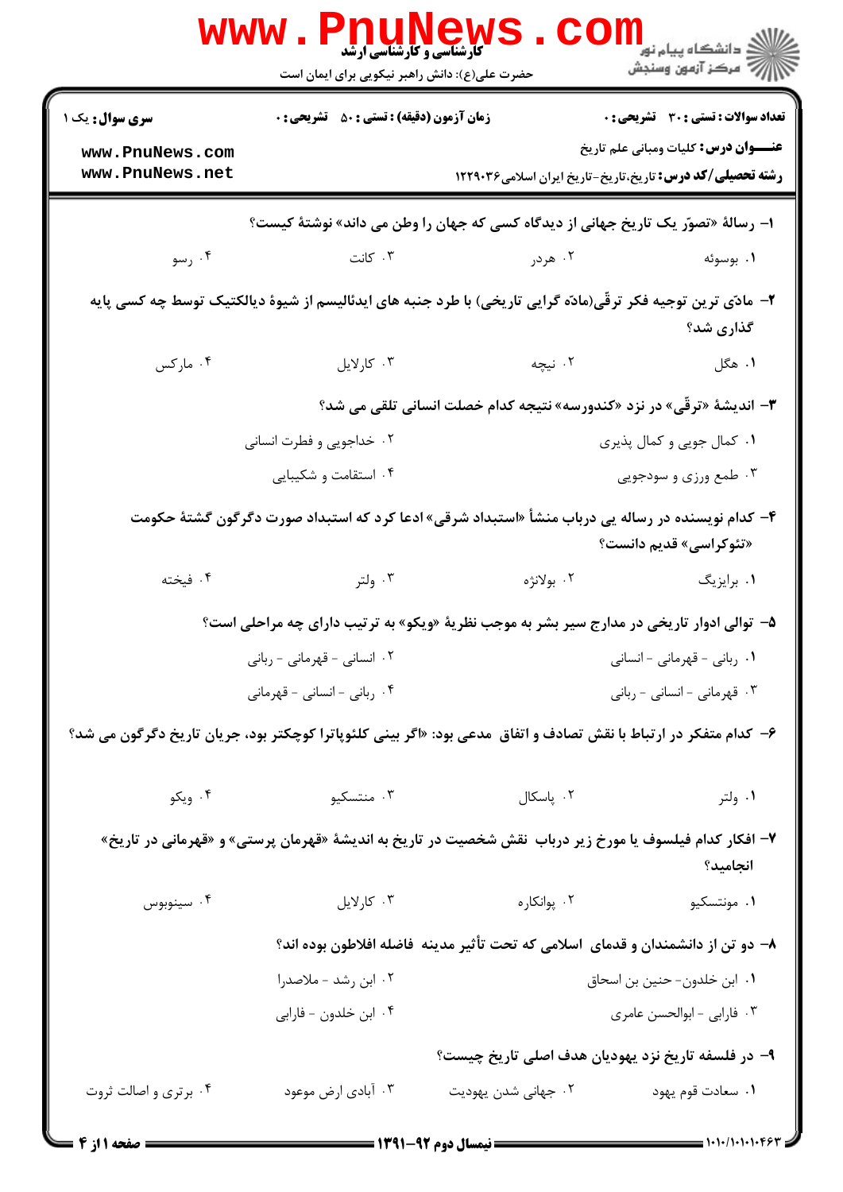کارشناسی و کارشناسی ارشد

حضرت علی(ع): دانش راهبر نیکویی برای ایمان است

دانشگاه پیام نور
مرکز آزمون وسنجش

**سری سوال:** یک ۱

**زمان آزمون (دقیقه) : تستی : ۵۰ تشریحی : ۰**

**تعداد سوالات : تستی : ۳۰ تشریحی : ۰**

**عنـــوان درس:** کلیات ومبانی علم تاریخ

**رشته تحصیلی/کد درس:** تاریخ،تاریخ-تاریخ ایران اسلامی۱۲۲۹۰۳۶

**۱- رسالهٔ «تصوّر یک تاریخ جهانی از دیدگاه کسی که جهان را وطن می داند» نوشتهٔ کیست؟**

۱. بوسوئه
۲. هردر
۳. کانت
۴. رسو

**۲- مادّی ترین توجیه فکر ترقّی(مادّه گرایی تاریخی) با طرد جنبه های ایدئالیسم از شیوهٔ دیالکتیک توسط چه کسی پایه گذاری شد؟**

۱. هگل
۲. نیچه
۳. کارلایل
۴. مارکس

**۳- اندیشهٔ «ترقّی» در نزد «کندورسه» نتیجه کدام خصلت انسانی تلقی می شد؟**

۱. کمال جویی و کمال پذیری
۲. خداجویی و فطرت انسانی
۳. طمع ورزی و سودجویی
۴. استقامت و شکیبایی

**۴- کدام نویسنده در رساله یی درباب منشأ «استبداد شرقی» ادعا کرد که استبداد صورت دگرگون گشتهٔ حکومت «تئوکراسی» قدیم دانست؟**

۱. برایزیگ
۲. بولانژه
۳. ولتر
۴. فیخته

**۵- توالی ادوار تاریخی در مدارج سیر بشر به موجب نظریهٔ «ویکو» به ترتیب دارای چه مراحلی است؟**

۱. ربانی - قهرمانی - انسانی
۲. انسانی - قهرمانی - ربانی
۳. قهرمانی - انسانی - ربانی
۴. ربانی - انسانی - قهرمانی

**۶- کدام متفکر در ارتباط با نقش تصادف و اتفاق مدعی بود: «اگر بینی کلئوپاترا کوچکتر بود، جریان تاریخ دگرگون می شد؟**

۱. ولتر
۲. پاسکال
۳. منتسکیو
۴. ویکو

**۷- افکار کدام فیلسوف یا مورخ زیر درباب نقش شخصیت در تاریخ به اندیشهٔ «قهرمان پرستی» و «قهرمانی در تاریخ» انجامید؟**

۱. مونتسکیو
۲. پوانکاره
۳. کارلایل
۴. سینوبوس

**۸- دو تن از دانشمندان و قدمای اسلامی که تحت تأثیر مدینه فاضله افلاطون بوده اند؟**

۱. ابن خلدون- حنین بن اسحاق
۲. ابن رشد - ملاصدرا
۳. فارابی - ابوالحسن عامری
۴. ابن خلدون - فارابی

**۹- در فلسفه تاریخ نزد یهودیان هدف اصلی تاریخ چیست؟**

۱. سعادت قوم یهود
۲. جهانی شدن یهودیت
۳. آبادی ارض موعود
۴. برتری و اصالت ثروت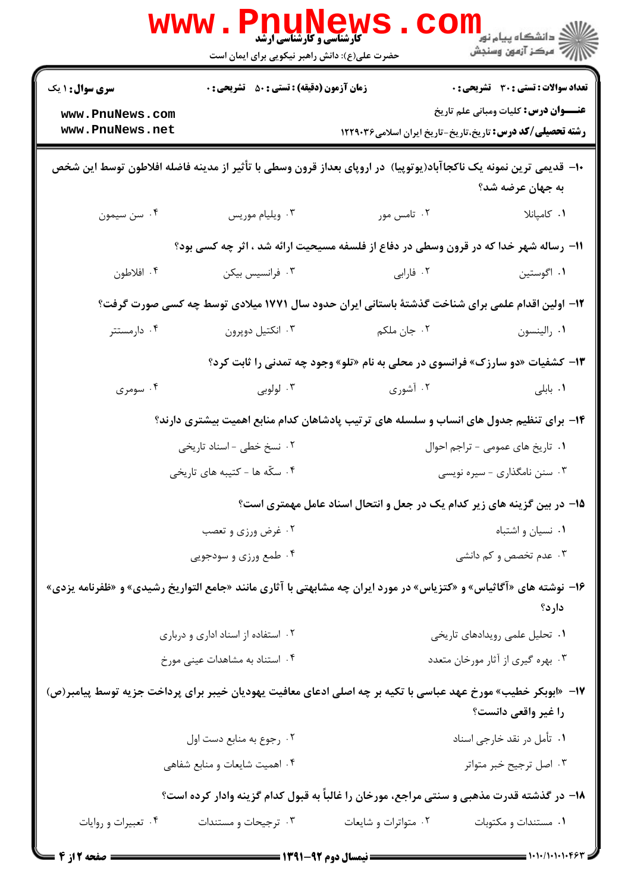۱۰- قدیمی ترین نمونه یک ناکجاآباد(یوتوپیا) در اروپای بعداز قرون وسطی با تأثیر از مدینه فاضله افلاطون توسط این شخص به جهان عرضه شد؟

۱. کامپانلا
۲. تامس مور
۳. ویلیام موریس
۴. سن سیمون

۱۱- رساله شهر خدا که در قرون وسطی در دفاع از فلسفه مسیحیت ارائه شد ، اثر چه کسی بود؟

۱. اگوستین
۲. فارابی
۳. فرانسیس بیکن
۴. افلاطون

۱۲- اولین اقدام علمی برای شناخت گذشتهٔ باستانی ایران حدود سال ۱۷۷۱ میلادی توسط چه کسی صورت گرفت؟

۱. رالینسون
۲. جان ملکم
۳. انکتیل دوپرون
۴. دارمستتر

۱۳- کشفیات «دو سارزک» فرانسوی در محلی به نام «تلو» وجود چه تمدنی را ثابت کرد؟

۱. بابلی
۲. آشوری
۳. لولوبی
۴. سومری

۱۴- برای تنظیم جدول های انساب و سلسله های ترتیب پادشاهان کدام منابع اهمیت بیشتری دارند؟

۱. تاریخ های عمومی - تراجم احوال
۲. نسخ خطی - اسناد تاریخی
۳. سنن نامگذاری - سیره نویسی
۴. سکّه ها - کتیبه های تاریخی

۱۵- در بین گزینه های زیر کدام یک در جعل و انتحال اسناد عامل مهمتری است؟

۱. نسیان و اشتباه
۲. غرض ورزی و تعصب
۳. عدم تخصص و کم دانشی
۴. طمع ورزی و سودجویی

۱۶- نوشته های «آگاثیاس» و «کتزیاس» در مورد ایران چه مشابهتی با آثاری مانند «جامع التواریخ رشیدی» و «ظفرنامه یزدی» دارد؟

۱. تحلیل علمی رویدادهای تاریخی
۲. استفاده از اسناد اداری و درباری
۳. بهره گیری از آثار مورخان متعدد
۴. استناد به مشاهدات عینی مورخ

۱۷- «ابوبکر خطیب» مورخ عهد عباسی با تکیه بر چه اصلی ادعای معافیت یهودیان خیبر برای پرداخت جزیه توسط پیامبر(ص) را غیر واقعی دانست؟

۱. تأمل در نقد خارجی اسناد
۲. رجوع به منابع دست اول
۳. اصل ترجیح خبر متواتر
۴. اهمیت شایعات و منابع شفاهی

۱۸- در گذشته قدرت مذهبی و سنتی مراجع، مورخان را غالباً به قبول کدام گزینه وادار کرده است؟

۱. مستندات و مکتوبات
۲. متواترات و شایعات
۳. ترجیحات و مستندات
۴. تعبیرات و روایات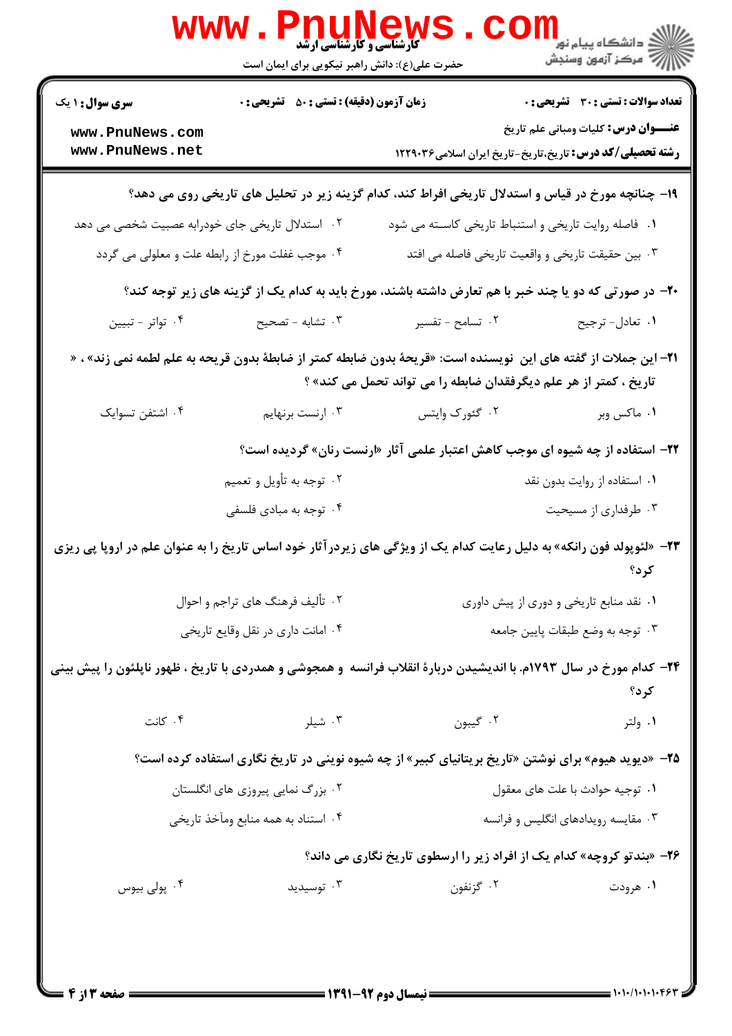**سری سؤال:** ۱ یک

**زمان آزمون (دقیقه) : تستی :** ۵۰ **تشریحی :** ۰

**تعداد سوالات : تستی :** ۳۰ **تشریحی :** ۰

**عنـــوان درس:** کلیات ومبانی علم تاریخ

**رشته تحصیلی/کد درس:** تاریخ،تاریخ-تاریخ ایران اسلامی۱۲۲۹۰۳۶

**۱۹- چنانچه مورخ در قیاس و استدلال تاریخی افراط کند، کدام گزینه زیر در تحلیل های تاریخی روی می دهد؟**

۱. فاصله روایت تاریخی و استنباط تاریخی کاسـته می شود
۲. استدلال تاریخی جای خودرابه عصبیت شخصی می دهد
۳. بین حقیقت تاریخی و واقعیت تاریخی فاصله می افتد
۴. موجب غفلت مورخ از رابطه علت و معلولی می گردد

**۲۰- در صورتی که دو یا چند خبر با هم تعارض داشته باشند، مورخ باید به کدام یک از گزینه های زیر توجه کند؟**

۱. تعادل- ترجیح
۲. تسامح - تفسیر
۳. تشابه - تصحیح
۴. تواتر - تبیین

**۲۱- این جملات از گفته های این نویسنده است: «قریحهٔ بدون ضابطه کمتر از ضابطهٔ بدون قریحه به علم لطمه نمی زند» ، « تاریخ ، کمتر از هر علم دیگرفقدان ضابطه را می تواند تحمل می کند» ؟**

۱. ماکس وبر
۲. گئورک وایتس
۳. ارنست برنهایم
۴. اشتفن تسوایک

**۲۲- استفاده از چه شیوه ای موجب کاهش اعتبار علمی آثار «ارنست رنان» گردیده است؟**

۱. استفاده از روایت بدون نقد
۲. توجه به تأویل و تعمیم
۳. طرفداری از مسیحیت
۴. توجه به مبادی فلسفی

**۲۳- «لئوپولد فون رانکه» به دلیل رعایت کدام یک از ویژگی های زیردرآثار خود اساس تاریخ را به عنوان علم در اروپا پی ریزی کرد؟**

۱. نقد منابع تاریخی و دوری از پیش داوری
۲. تألیف فرهنگ های تراجم و احوال
۳. توجه به وضع طبقات پایین جامعه
۴. امانت داری در نقل وقایع تاریخی

**۲۴- کدام مورخ در سال ۱۷۹۳م. با اندیشیدن دربارهٔ انقلاب فرانسه و همجوشی و همدردی با تاریخ ، ظهور ناپلئون را پیش بینی کرد؟**

۱. ولتر
۲. گیبون
۳. شیلر
۴. کانت

**۲۵- «دیوید هیوم» برای نوشتن «تاریخ بریتانیای کبیر» از چه شیوه نوینی در تاریخ نگاری استفاده کرده است؟**

۱. توجیه حوادث با علت های معقول
۲. بزرگ نمایی پیروزی های انگلستان
۳. مقایسه رویدادهای انگلیس و فرانسه
۴. استناد به همه منابع ومآخذ تاریخی

**۲۶- «بندتو کروچه» کدام یک از افراد زیر را ارسطوی تاریخ نگاری می داند؟**

۱. هرودت
۲. گزنفون
۳. توسیدید
۴. پولی بیوس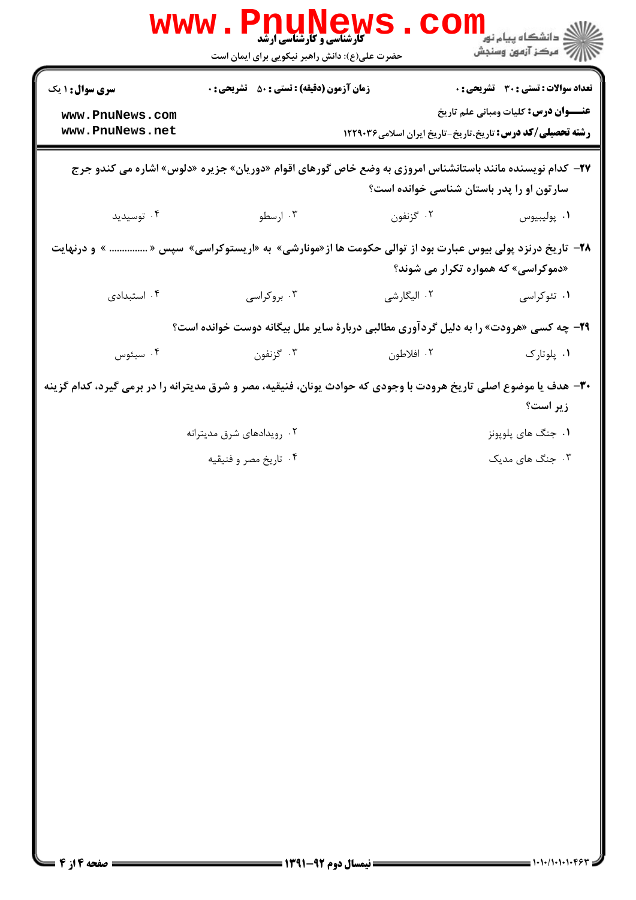۲۷– کدام نویسنده مانند باستانشناس امروزی به وضع خاص گورهای اقوام «دوریان» جزیره «دلوس» اشاره می کندو جرج سارتون او را پدر باستان شناسی خوانده است؟

۱. پولیبیوس
۲. گزنفون
۳. ارسطو
۴. توسیدید

۲۸– تاریخ درنزد پولی بیوس عبارت بود از توالی حکومت ها از«مونارشی» به «اریستوکراسی» سپس « ............... » و درنهایت «دموکراسی» که همواره تکرار می شوند؟

۱. تئوکراسی
۲. الیگارشی
۳. بروکراسی
۴. استبدادی

۲۹– چه کسی «هرودت» را به دلیل گردآوری مطالبی دربارهٔ سایر ملل بیگانه دوست خوانده است؟

۱. پلوتارک
۲. افلاطون
۳. گزنفون
۴. سیئوس

۳۰– هدف یا موضوع اصلی تاریخ هرودت با وجودی که حوادث یونان، فنیقیه، مصر و شرق مدیترانه را در برمی گیرد، کدام گزینه زیر است؟

۱. جنگ های پلوپونز
۲. رویدادهای شرق مدیترانه
۳. جنگ های مدیک
۴. تاریخ مصر و فنیقیه